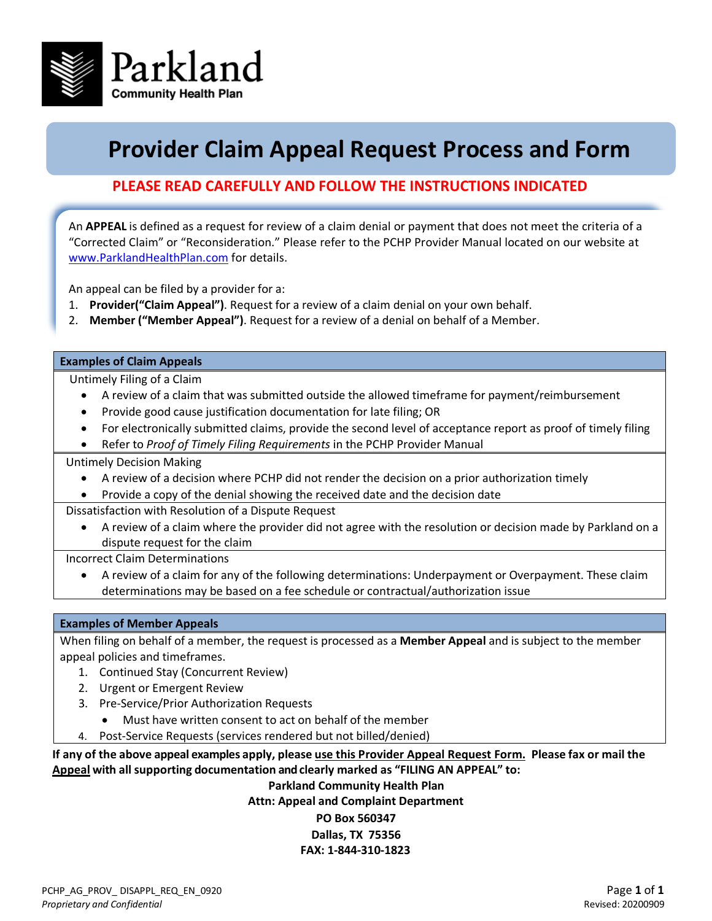Parkland
Community Health Plan

# Provider Claim Appeal Request Process and Form

**PLEASE READ CAREFULLY AND FOLLOW THE INSTRUCTIONS INDICATED**

An **APPEAL** is defined as a request for review of a claim denial or payment that does not meet the criteria of a "Corrected Claim" or "Reconsideration." Please refer to the PCHP Provider Manual located on our website at www.ParklandHealthPlan.com for details.

An appeal can be filed by a provider for a:

1. **Provider("Claim Appeal")**. Request for a review of a claim denial on your own behalf.
2. **Member ("Member Appeal")**. Request for a review of a denial on behalf of a Member.

## Examples of Claim Appeals

Untimely Filing of a Claim

- A review of a claim that was submitted outside the allowed timeframe for payment/reimbursement
- Provide good cause justification documentation for late filing; OR
- For electronically submitted claims, provide the second level of acceptance report as proof of timely filing
- Refer to *Proof of Timely Filing Requirements* in the PCHP Provider Manual

Untimely Decision Making

- A review of a decision where PCHP did not render the decision on a prior authorization timely
- Provide a copy of the denial showing the received date and the decision date

Dissatisfaction with Resolution of a Dispute Request

- A review of a claim where the provider did not agree with the resolution or decision made by Parkland on a dispute request for the claim

Incorrect Claim Determinations

- A review of a claim for any of the following determinations: Underpayment or Overpayment. These claim determinations may be based on a fee schedule or contractual/authorization issue

## Examples of Member Appeals

When filing on behalf of a member, the request is processed as a **Member Appeal** and is subject to the member appeal policies and timeframes.

1. Continued Stay (Concurrent Review)
2. Urgent or Emergent Review
3. Pre-Service/Prior Authorization Requests
   - Must have written consent to act on behalf of the member
4. Post-Service Requests (services rendered but not billed/denied)

**If any of the above appeal examples apply, please use this Provider Appeal Request Form. Please fax or mail the Appeal with all supporting documentation and clearly marked as "FILING AN APPEAL" to:**

**Parkland Community Health Plan**
**Attn: Appeal and Complaint Department**
**PO Box 560347**
**Dallas, TX 75356**
**FAX: 1-844-310-1823**

PCHP_AG_PROV_ DISAPPL_REQ_EN_0920
*Proprietary and Confidential*
Revised: 20200909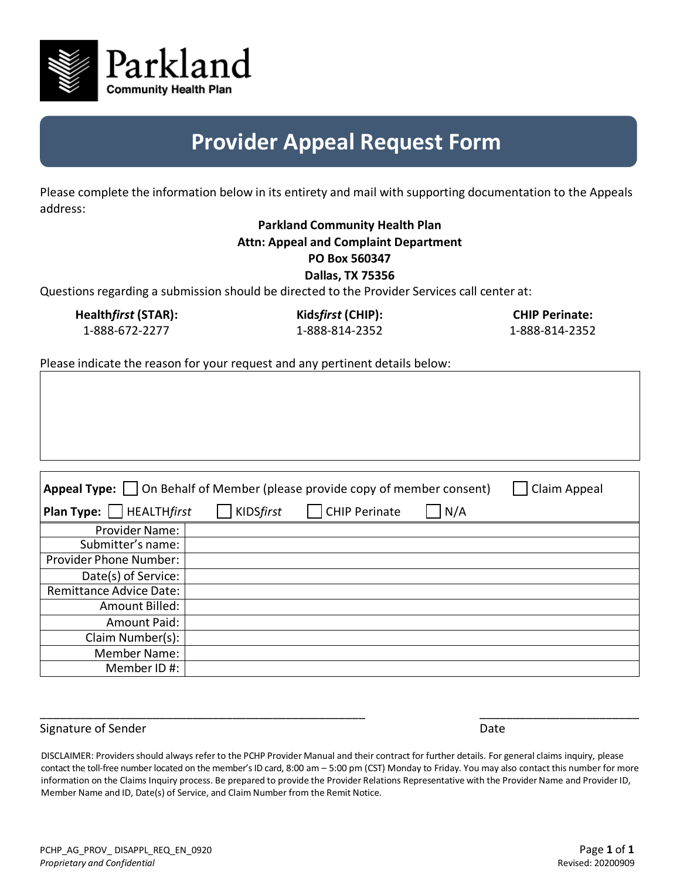Parkland
Community Health Plan

# Provider Appeal Request Form

Please complete the information below in its entirety and mail with supporting documentation to the Appeals address:

**Parkland Community Health Plan**
**Attn: Appeal and Complaint Department**
**PO Box 560347**
**Dallas, TX 75356**

Questions regarding a submission should be directed to the Provider Services call center at:

| **Health*first* (STAR):** | **Kids*first* (CHIP):** | **CHIP Perinate:** |
|---|---|---|
| 1-888-672-2277 | 1-888-814-2352 | 1-888-814-2352 |

Please indicate the reason for your request and any pertinent details below:

**Appeal Type:** ☐ On Behalf of Member (please provide copy of member consent) ☐ Claim Appeal

**Plan Type:** ☐ HEALTH*first* ☐ KIDS*first* ☐ CHIP Perinate ☐ N/A

| | |
|---|---|
| Provider Name: | |
| Submitter's name: | |
| Provider Phone Number: | |
| Date(s) of Service: | |
| Remittance Advice Date: | |
| Amount Billed: | |
| Amount Paid: | |
| Claim Number(s): | |
| Member Name: | |
| Member ID #: | |

_______________________________________ Signature of Sender

_____________________ Date

DISCLAIMER: Providers should always refer to the PCHP Provider Manual and their contract for further details. For general claims inquiry, please contact the toll-free number located on the member's ID card, 8:00 am – 5:00 pm (CST) Monday to Friday. You may also contact this number for more information on the Claims Inquiry process. Be prepared to provide the Provider Relations Representative with the Provider Name and Provider ID, Member Name and ID, Date(s) of Service, and Claim Number from the Remit Notice.

PCHP_AG_PROV_ DISAPPL_REQ_EN_0920
*Proprietary and Confidential*

Revised: 20200909